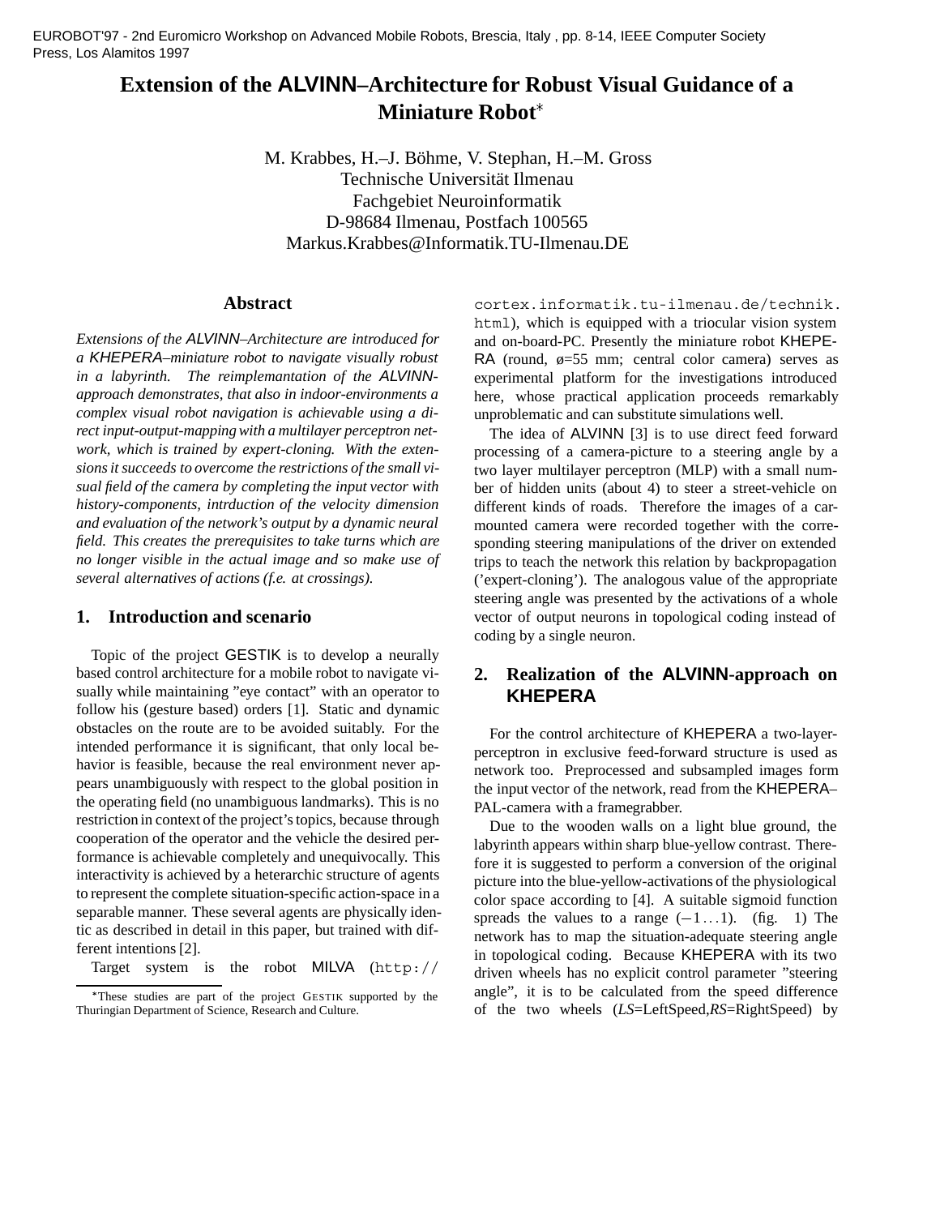EUROBOT'97 - 2nd Euromicro Workshop on Advanced Mobile Robots, Brescia, Italy , pp. 8-14, IEEE Computer Society Press, Los Alamitos 1997

# Extension of the ALVINN–Architecture for Robust Visual Guidance of a Miniature Robot*

M. Krabbes, H.–J. Böhme, V. Stephan, H.–M. Gross
Technische Universität Ilmenau
Fachgebiet Neuroinformatik
D-98684 Ilmenau, Postfach 100565
Markus.Krabbes@Informatik.TU-Ilmenau.DE

## Abstract

*Extensions of the ALVINN–Architecture are introduced for a KHEPERA–miniature robot to navigate visually robust in a labyrinth. The reimplemantation of the ALVINN-approach demonstrates, that also in indoor-environments a complex visual robot navigation is achievable using a direct input-output-mapping with a multilayer perceptron network, which is trained by expert-cloning. With the extensions it succeeds to overcome the restrictions of the small visual field of the camera by completing the input vector with history-components, intrduction of the velocity dimension and evaluation of the network's output by a dynamic neural field. This creates the prerequisites to take turns which are no longer visible in the actual image and so make use of several alternatives of actions (f.e. at crossings).*

## 1. Introduction and scenario

Topic of the project GESTIK is to develop a neurally based control architecture for a mobile robot to navigate visually while maintaining "eye contact" with an operator to follow his (gesture based) orders [1]. Static and dynamic obstacles on the route are to be avoided suitably. For the intended performance it is significant, that only local behavior is feasible, because the real environment never appears unambiguously with respect to the global position in the operating field (no unambiguous landmarks). This is no restriction in context of the project's topics, because through cooperation of the operator and the vehicle the desired performance is achievable completely and unequivocally. This interactivity is achieved by a heterarchic structure of agents to represent the complete situation-specific action-space in a separable manner. These several agents are physically identic as described in detail in this paper, but trained with different intentions [2].

Target system is the robot MILVA (http://cortex.informatik.tu-ilmenau.de/technik.html), which is equipped with a triocular vision system and on-board-PC. Presently the miniature robot KHEPERA (round, ø=55 mm; central color camera) serves as experimental platform for the investigations introduced here, whose practical application proceeds remarkably unproblematic and can substitute simulations well.

The idea of ALVINN [3] is to use direct feed forward processing of a camera-picture to a steering angle by a two layer multilayer perceptron (MLP) with a small number of hidden units (about 4) to steer a street-vehicle on different kinds of roads. Therefore the images of a car-mounted camera were recorded together with the corresponding steering manipulations of the driver on extended trips to teach the network this relation by backpropagation ('expert-cloning'). The analogous value of the appropriate steering angle was presented by the activations of a whole vector of output neurons in topological coding instead of coding by a single neuron.

## 2. Realization of the ALVINN-approach on KHEPERA

For the control architecture of KHEPERA a two-layer-perceptron in exclusive feed-forward structure is used as network too. Preprocessed and subsampled images form the input vector of the network, read from the KHEPERA–PAL-camera with a framegrabber.

Due to the wooden walls on a light blue ground, the labyrinth appears within sharp blue-yellow contrast. Therefore it is suggested to perform a conversion of the original picture into the blue-yellow-activations of the physiological color space according to [4]. A suitable sigmoid function spreads the values to a range $(-1 \ldots 1)$. (fig. 1) The network has to map the situation-adequate steering angle in topological coding. Because KHEPERA with its two driven wheels has no explicit control parameter "steering angle", it is to be calculated from the speed difference of the two wheels (*LS*=LeftSpeed,*RS*=RightSpeed) by

*These studies are part of the project GESTIK supported by the Thuringian Department of Science, Research and Culture.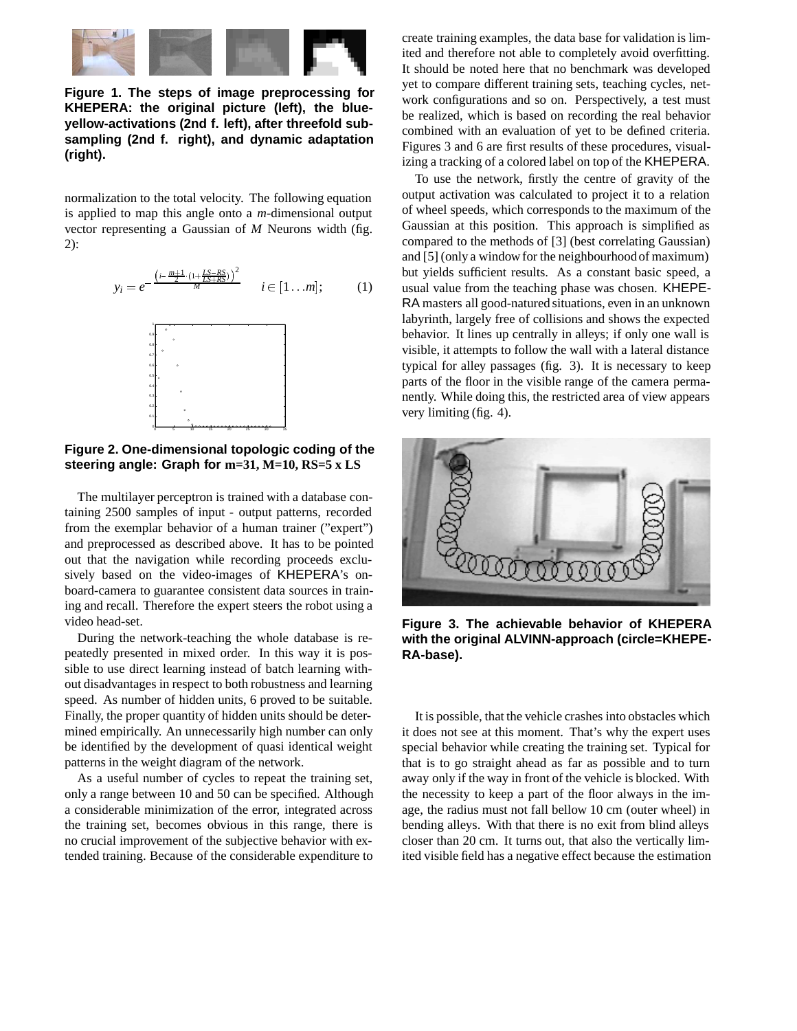**Figure 1. The steps of image preprocessing for KHEPERA: the original picture (left), the blue-yellow-activations (2nd f. left), after threefold subsampling (2nd f. right), and dynamic adaptation (right).**

normalization to the total velocity. The following equation is applied to map this angle onto a *m*-dimensional output vector representing a Gaussian of *M* Neurons width (fig. 2):

$$y_i = e^{-\frac{\left(i - \frac{m+1}{2} \cdot \left(1 + \frac{LS-RS}{LS+RS}\right)\right)^2}{M}} \qquad i \in [1 \ldots m]; \qquad (1)$$

**Figure 2. One-dimensional topologic coding of the steering angle: Graph for m=31, M=10, RS=5 x LS**

The multilayer perceptron is trained with a database containing 2500 samples of input - output patterns, recorded from the exemplar behavior of a human trainer ("expert") and preprocessed as described above. It has to be pointed out that the navigation while recording proceeds exclusively based on the video-images of KHEPERA's on-board-camera to guarantee consistent data sources in training and recall. Therefore the expert steers the robot using a video head-set.

During the network-teaching the whole database is repeatedly presented in mixed order. In this way it is possible to use direct learning instead of batch learning without disadvantages in respect to both robustness and learning speed. As number of hidden units, 6 proved to be suitable. Finally, the proper quantity of hidden units should be determined empirically. An unnecessarily high number can only be identified by the development of quasi identical weight patterns in the weight diagram of the network.

As a useful number of cycles to repeat the training set, only a range between 10 and 50 can be specified. Although a considerable minimization of the error, integrated across the training set, becomes obvious in this range, there is no crucial improvement of the subjective behavior with extended training. Because of the considerable expenditure to create training examples, the data base for validation is limited and therefore not able to completely avoid overfitting. It should be noted here that no benchmark was developed yet to compare different training sets, teaching cycles, network configurations and so on. Perspectively, a test must be realized, which is based on recording the real behavior combined with an evaluation of yet to be defined criteria. Figures 3 and 6 are first results of these procedures, visualizing a tracking of a colored label on top of the KHEPERA.

To use the network, firstly the centre of gravity of the output activation was calculated to project it to a relation of wheel speeds, which corresponds to the maximum of the Gaussian at this position. This approach is simplified as compared to the methods of [3] (best correlating Gaussian) and [5] (only a window for the neighbourhood of maximum) but yields sufficient results. As a constant basic speed, a usual value from the teaching phase was chosen. KHEPERA masters all good-natured situations, even in an unknown labyrinth, largely free of collisions and shows the expected behavior. It lines up centrally in alleys; if only one wall is visible, it attempts to follow the wall with a lateral distance typical for alley passages (fig. 3). It is necessary to keep parts of the floor in the visible range of the camera permanently. While doing this, the restricted area of view appears very limiting (fig. 4).

**Figure 3. The achievable behavior of KHEPERA with the original ALVINN-approach (circle=KHEPERA-base).**

It is possible, that the vehicle crashes into obstacles which it does not see at this moment. That's why the expert uses special behavior while creating the training set. Typical for that is to go straight ahead as far as possible and to turn away only if the way in front of the vehicle is blocked. With the necessity to keep a part of the floor always in the image, the radius must not fall bellow 10 cm (outer wheel) in bending alleys. With that there is no exit from blind alleys closer than 20 cm. It turns out, that also the vertically limited visible field has a negative effect because the estimation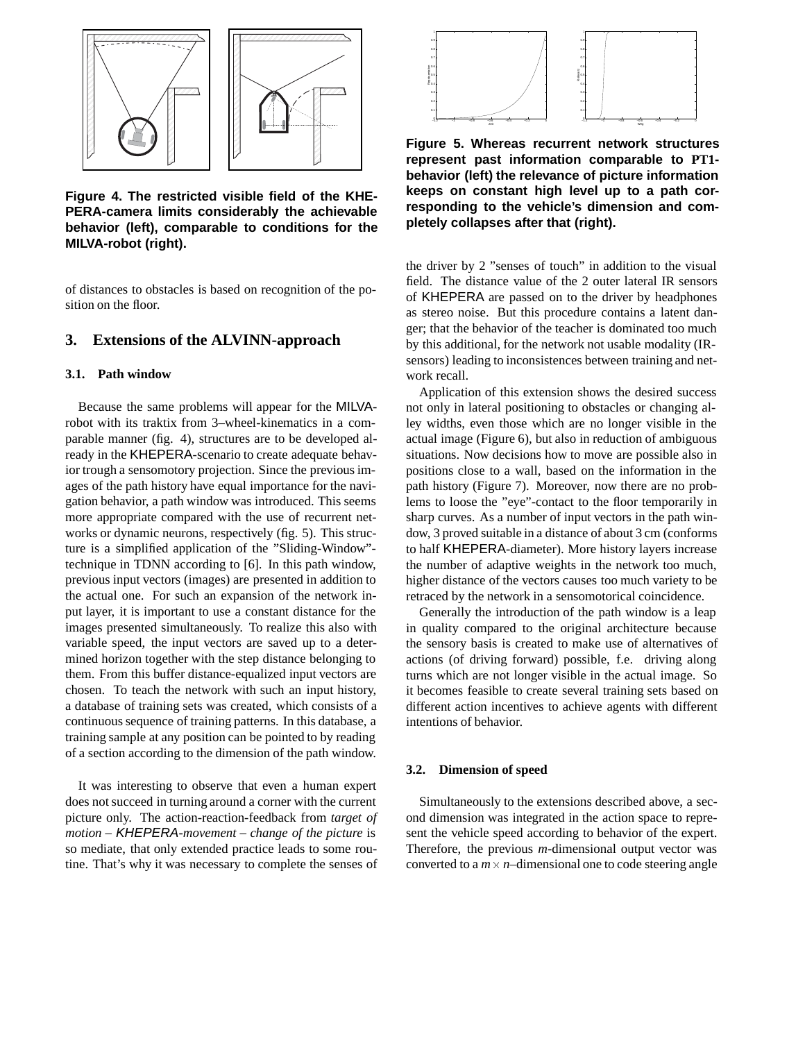Figure 4. The restricted visible field of the KHEPERA-camera limits considerably the achievable behavior (left), comparable to conditions for the MILVA-robot (right).

of distances to obstacles is based on recognition of the position on the floor.

## 3. Extensions of the ALVINN-approach

### 3.1. Path window

Because the same problems will appear for the MILVA-robot with its traktix from 3–wheel-kinematics in a comparable manner (fig. 4), structures are to be developed already in the KHEPERA-scenario to create adequate behavior trough a sensomotory projection. Since the previous images of the path history have equal importance for the navigation behavior, a path window was introduced. This seems more appropriate compared with the use of recurrent networks or dynamic neurons, respectively (fig. 5). This structure is a simplified application of the "Sliding-Window"-technique in TDNN according to [6]. In this path window, previous input vectors (images) are presented in addition to the actual one. For such an expansion of the network input layer, it is important to use a constant distance for the images presented simultaneously. To realize this also with variable speed, the input vectors are saved up to a determined horizon together with the step distance belonging to them. From this buffer distance-equalized input vectors are chosen. To teach the network with such an input history, a database of training sets was created, which consists of a continuous sequence of training patterns. In this database, a training sample at any position can be pointed to by reading of a section according to the dimension of the path window.

It was interesting to observe that even a human expert does not succeed in turning around a corner with the current picture only. The action-reaction-feedback from *target of motion – KHEPERA-movement – change of the picture* is so mediate, that only extended practice leads to some routine. That's why it was necessary to complete the senses of

Figure 5. Whereas recurrent network structures represent past information comparable to PT1-behavior (left) the relevance of picture information keeps on constant high level up to a path corresponding to the vehicle's dimension and completely collapses after that (right).

the driver by 2 "senses of touch" in addition to the visual field. The distance value of the 2 outer lateral IR sensors of KHEPERA are passed on to the driver by headphones as stereo noise. But this procedure contains a latent danger; that the behavior of the teacher is dominated too much by this additional, for the network not usable modality (IR-sensors) leading to inconsistences between training and network recall.

Application of this extension shows the desired success not only in lateral positioning to obstacles or changing alley widths, even those which are no longer visible in the actual image (Figure 6), but also in reduction of ambiguous situations. Now decisions how to move are possible also in positions close to a wall, based on the information in the path history (Figure 7). Moreover, now there are no problems to loose the "eye"-contact to the floor temporarily in sharp curves. As a number of input vectors in the path window, 3 proved suitable in a distance of about 3 cm (conforms to half KHEPERA-diameter). More history layers increase the number of adaptive weights in the network too much, higher distance of the vectors causes too much variety to be retraced by the network in a sensomotorical coincidence.

Generally the introduction of the path window is a leap in quality compared to the original architecture because the sensory basis is created to make use of alternatives of actions (of driving forward) possible, f.e. driving along turns which are not longer visible in the actual image. So it becomes feasible to create several training sets based on different action incentives to achieve agents with different intentions of behavior.

### 3.2. Dimension of speed

Simultaneously to the extensions described above, a second dimension was integrated in the action space to represent the vehicle speed according to behavior of the expert. Therefore, the previous $m$-dimensional output vector was converted to a $m \times n$–dimensional one to code steering angle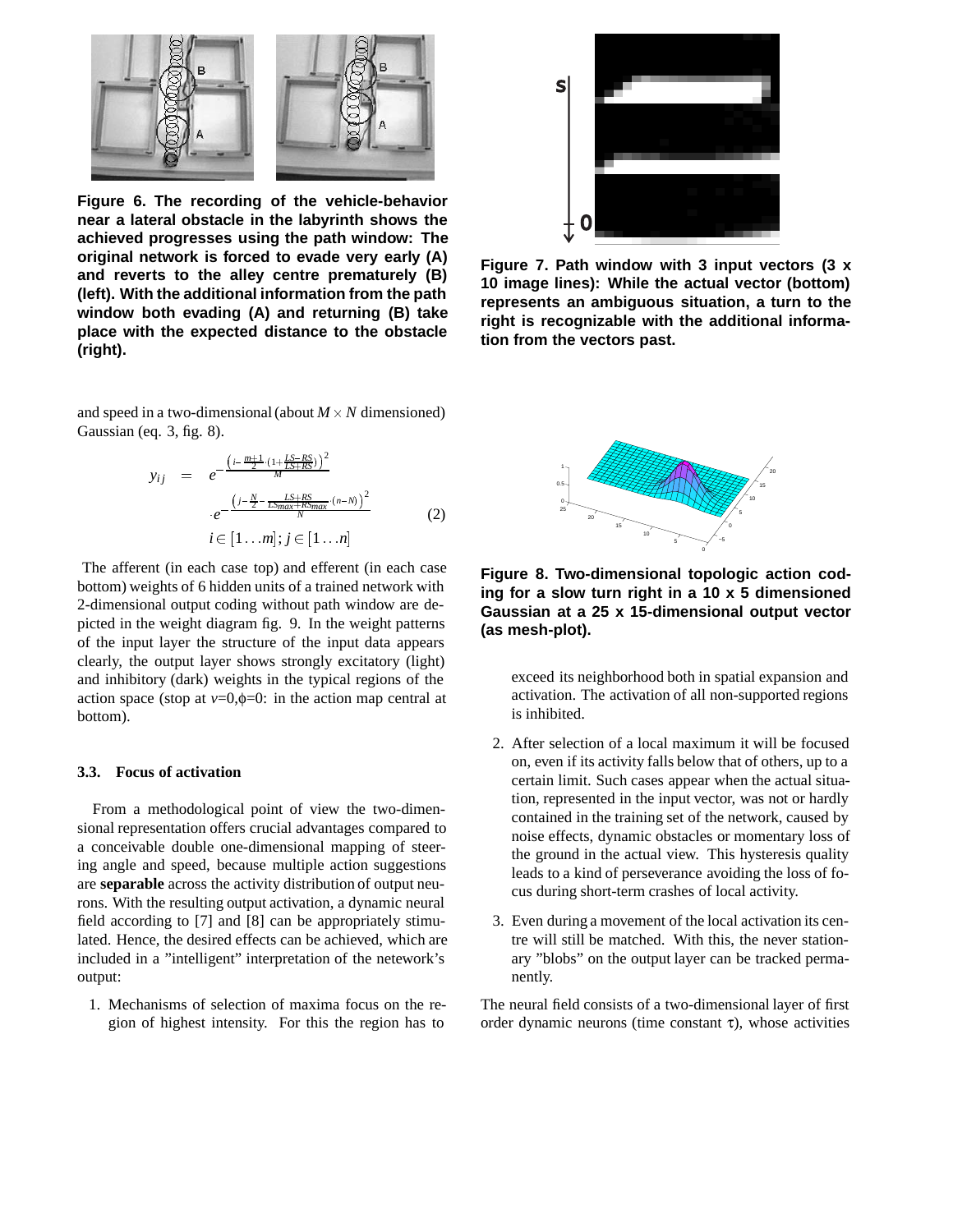**Figure 6. The recording of the vehicle-behavior near a lateral obstacle in the labyrinth shows the achieved progresses using the path window: The original network is forced to evade very early (A) and reverts to the alley centre prematurely (B) (left). With the additional information from the path window both evading (A) and returning (B) take place with the expected distance to the obstacle (right).**

**Figure 7. Path window with 3 input vectors (3 x 10 image lines): While the actual vector (bottom) represents an ambiguous situation, a turn to the right is recognizable with the additional information from the vectors past.**

and speed in a two-dimensional (about $M \times N$ dimensioned) Gaussian (eq. 3, fig. 8).

$$
\begin{aligned}
y_{ij} \quad = \quad & e^{-\frac{\left(i - \frac{m+1}{2} \cdot \left(1 + \frac{LS - RS}{LS + RS}\right)\right)^2}{M}} \\
& \cdot e^{-\frac{\left(j - \frac{N}{2} - \frac{LS + RS}{LSmax + RSmax} \cdot (n - N)\right)^2}{N}} \qquad (2) \\
& i \in [1 \ldots m]; j \in [1 \ldots n]
\end{aligned}
$$

The afferent (in each case top) and efferent (in each case bottom) weights of 6 hidden units of a trained network with 2-dimensional output coding without path window are depicted in the weight diagram fig. 9. In the weight patterns of the input layer the structure of the input data appears clearly, the output layer shows strongly excitatory (light) and inhibitory (dark) weights in the typical regions of the action space (stop at $v$=0,$\phi$=0: in the action map central at bottom).

### 3.3. Focus of activation

From a methodological point of view the two-dimensional representation offers crucial advantages compared to a conceivable double one-dimensional mapping of steering angle and speed, because multiple action suggestions are **separable** across the activity distribution of output neurons. With the resulting output activation, a dynamic neural field according to [7] and [8] can be appropriately stimulated. Hence, the desired effects can be achieved, which are included in a "intelligent" interpretation of the netework's output:

1. Mechanisms of selection of maxima focus on the region of highest intensity. For this the region has to exceed its neighborhood both in spatial expansion and activation. The activation of all non-supported regions is inhibited.

2. After selection of a local maximum it will be focused on, even if its activity falls below that of others, up to a certain limit. Such cases appear when the actual situation, represented in the input vector, was not or hardly contained in the training set of the network, caused by noise effects, dynamic obstacles or momentary loss of the ground in the actual view. This hysteresis quality leads to a kind of perseverance avoiding the loss of focus during short-term crashes of local activity.

3. Even during a movement of the local activation its centre will still be matched. With this, the never stationary "blobs" on the output layer can be tracked permanently.

**Figure 8. Two-dimensional topologic action coding for a slow turn right in a 10 x 5 dimensioned Gaussian at a 25 x 15-dimensional output vector (as mesh-plot).**

The neural field consists of a two-dimensional layer of first order dynamic neurons (time constant $\tau$), whose activities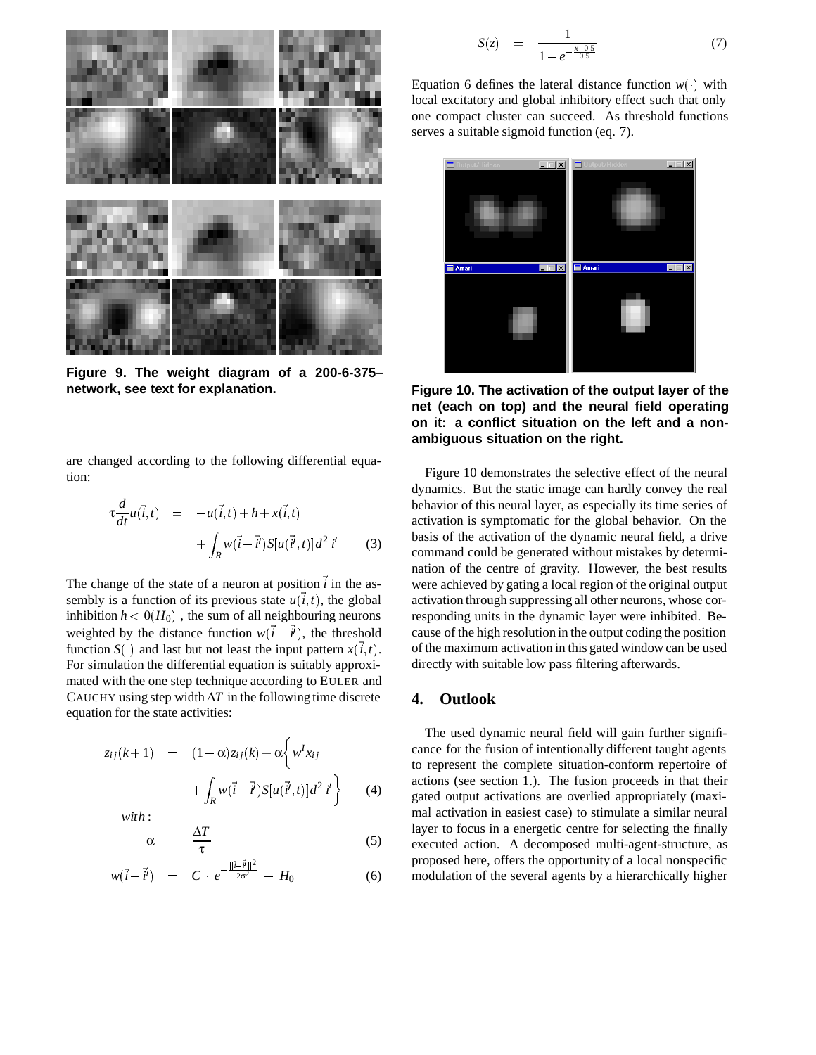**Figure 9. The weight diagram of a 200-6-375–network, see text for explanation.**

are changed according to the following differential equation:

$$\tau\frac{d}{dt}u(\vec{i},t) = -u(\vec{i},t) + h + x(\vec{i},t) + \int_R w(\vec{i}-\vec{i}')S[u(\vec{i}',t)]d^2\, i' \qquad (3)$$

The change of the state of a neuron at position $\vec{i}$ in the assembly is a function of its previous state $u(\vec{i},t)$, the global inhibition $h < 0(H_0)$ , the sum of all neighbouring neurons weighted by the distance function $w(\vec{i}-\vec{i}')$, the threshold function $S(\,)$ and last but not least the input pattern $x(\vec{i},t)$. For simulation the differential equation is suitably approximated with the one step technique according to EULER and CAUCHY using step width $\Delta T$ in the following time discrete equation for the state activities:

$$z_{ij}(k+1) = (1-\alpha)z_{ij}(k) + \alpha\left\{ w^I x_{ij} + \int_R w(\vec{i}-\vec{i}')S[u(\vec{i}',t)]d^2\, i' \right\} \qquad (4)$$

*with* :

$$\alpha = \frac{\Delta T}{\tau} \qquad (5)$$

$$w(\vec{i}-\vec{i}') = C \cdot e^{-\frac{\|\vec{i}-\vec{i}'\|^2}{2\sigma^2}} - H_0 \qquad (6)$$

$$S(z) = \frac{1}{1-e^{-\frac{x-0.5}{0.5}}} \qquad (7)$$

Equation 6 defines the lateral distance function $w(\cdot)$ with local excitatory and global inhibitory effect such that only one compact cluster can succeed. As threshold functions serves a suitable sigmoid function (eq. 7).

**Figure 10. The activation of the output layer of the net (each on top) and the neural field operating on it: a conflict situation on the left and a non-ambiguous situation on the right.**

Figure 10 demonstrates the selective effect of the neural dynamics. But the static image can hardly convey the real behavior of this neural layer, as especially its time series of activation is symptomatic for the global behavior. On the basis of the activation of the dynamic neural field, a drive command could be generated without mistakes by determination of the centre of gravity. However, the best results were achieved by gating a local region of the original output activation through suppressing all other neurons, whose corresponding units in the dynamic layer were inhibited. Because of the high resolution in the output coding the position of the maximum activation in this gated window can be used directly with suitable low pass filtering afterwards.

## 4. Outlook

The used dynamic neural field will gain further significance for the fusion of intentionally different taught agents to represent the complete situation-conform repertoire of actions (see section 1.). The fusion proceeds in that their gated output activations are overlied appropriately (maximal activation in easiest case) to stimulate a similar neural layer to focus in a energetic centre for selecting the finally executed action. A decomposed multi-agent-structure, as proposed here, offers the opportunity of a local nonspecific modulation of the several agents by a hierarchically higher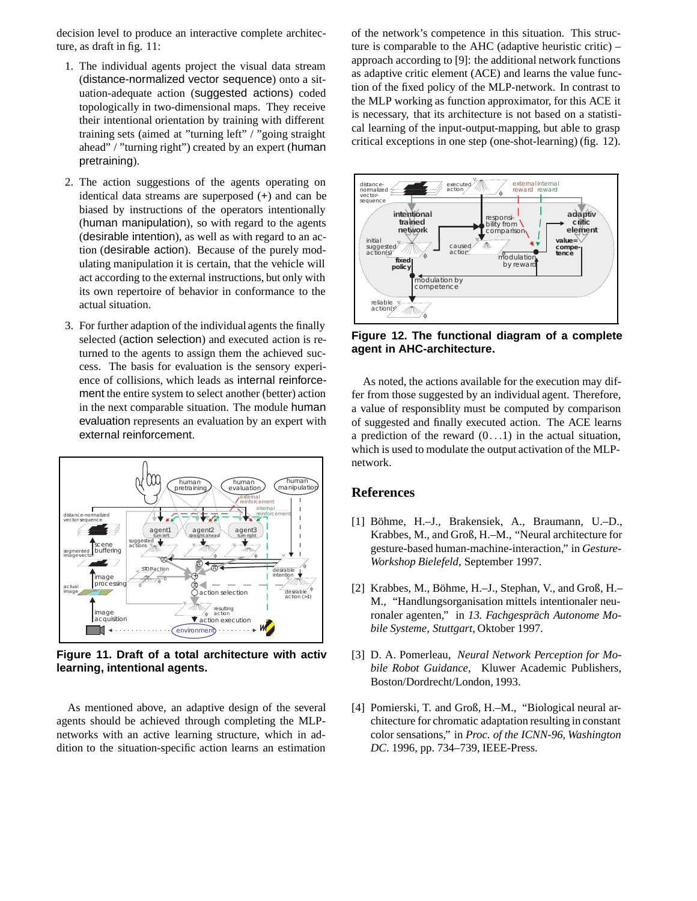decision level to produce an interactive complete architecture, as draft in fig. 11:

1. The individual agents project the visual data stream (distance-normalized vector sequence) onto a situation-adequate action (suggested actions) coded topologically in two-dimensional maps. They receive their intentional orientation by training with different training sets (aimed at "turning left" / "going straight ahead" / "turning right") created by an expert (human pretraining).

2. The action suggestions of the agents operating on identical data streams are superposed (+) and can be biased by instructions of the operators intentionally (human manipulation), so with regard to the agents (desirable intention), as well as with regard to an action (desirable action). Because of the purely modulating manipulation it is certain, that the vehicle will act according to the external instructions, but only with its own repertoire of behavior in conformance to the actual situation.

3. For further adaption of the individual agents the finally selected (action selection) and executed action is returned to the agents to assign them the achieved success. The basis for evaluation is the sensory experience of collisions, which leads as internal reinforcement the entire system to select another (better) action in the next comparable situation. The module human evaluation represents an evaluation by an expert with external reinforcement.

**Figure 11. Draft of a total architecture with activ learning, intentional agents.**

As mentioned above, an adaptive design of the several agents should be achieved through completing the MLP-networks with an active learning structure, which in addition to the situation-specific action learns an estimation of the network's competence in this situation. This structure is comparable to the AHC (adaptive heuristic critic) – approach according to [9]: the additional network functions as adaptive critic element (ACE) and learns the value function of the fixed policy of the MLP-network. In contrast to the MLP working as function approximator, for this ACE it is necessary, that its architecture is not based on a statistical learning of the input-output-mapping, but able to grasp critical exceptions in one step (one-shot-learning) (fig. 12).

**Figure 12. The functional diagram of a complete agent in AHC-architecture.**

As noted, the actions available for the execution may differ from those suggested by an individual agent. Therefore, a value of responsiblity must be computed by comparison of suggested and finally executed action. The ACE learns a prediction of the reward $(0\ldots1)$ in the actual situation, which is used to modulate the output activation of the MLP-network.

## References

[1] Böhme, H.–J., Brakensiek, A., Braumann, U.–D., Krabbes, M., and Groß, H.–M., "Neural architecture for gesture-based human-machine-interaction," in *Gesture-Workshop Bielefeld*, September 1997.

[2] Krabbes, M., Böhme, H.–J., Stephan, V., and Groß, H.–M., "Handlungsorganisation mittels intentionaler neuronaler agenten," in *13. Fachgespräch Autonome Mobile Systeme, Stuttgart*, Oktober 1997.

[3] D. A. Pomerleau, *Neural Network Perception for Mobile Robot Guidance*, Kluwer Academic Publishers, Boston/Dordrecht/London, 1993.

[4] Pomierski, T. and Groß, H.–M., "Biological neural architecture for chromatic adaptation resulting in constant color sensations," in *Proc. of the ICNN-96, Washington DC*. 1996, pp. 734–739, IEEE-Press.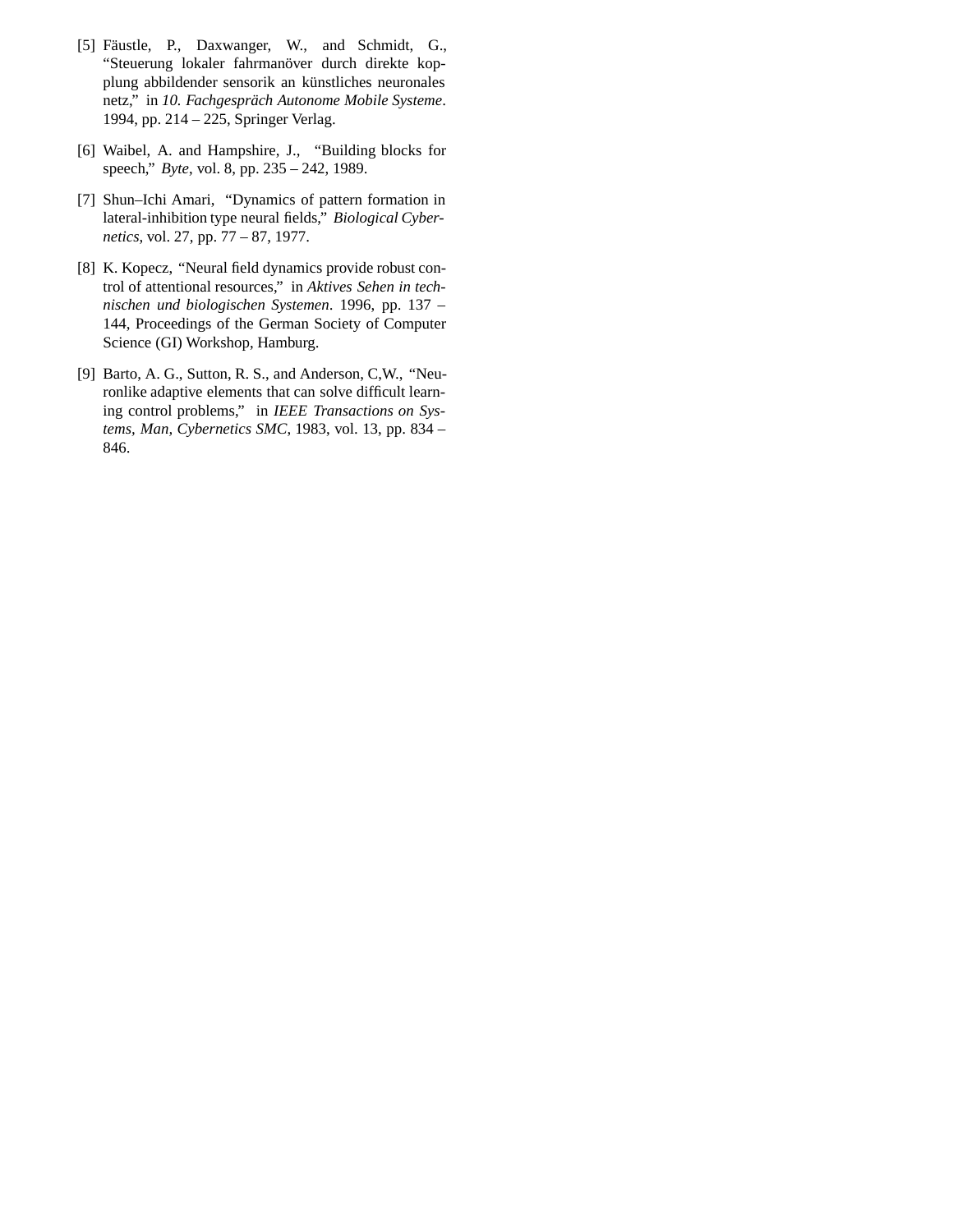[5] Fäustle, P., Daxwanger, W., and Schmidt, G., "Steuerung lokaler fahrmanöver durch direkte kopplung abbildender sensorik an künstliches neuronales netz," in *10. Fachgespräch Autonome Mobile Systeme*. 1994, pp. 214 – 225, Springer Verlag.

[6] Waibel, A. and Hampshire, J., "Building blocks for speech," *Byte*, vol. 8, pp. 235 – 242, 1989.

[7] Shun–Ichi Amari, "Dynamics of pattern formation in lateral-inhibition type neural fields," *Biological Cybernetics*, vol. 27, pp. 77 – 87, 1977.

[8] K. Kopecz, "Neural field dynamics provide robust control of attentional resources," in *Aktives Sehen in technischen und biologischen Systemen*. 1996, pp. 137 – 144, Proceedings of the German Society of Computer Science (GI) Workshop, Hamburg.

[9] Barto, A. G., Sutton, R. S., and Anderson, C,W., "Neuronlike adaptive elements that can solve difficult learning control problems," in *IEEE Transactions on Systems, Man, Cybernetics SMC*, 1983, vol. 13, pp. 834 – 846.